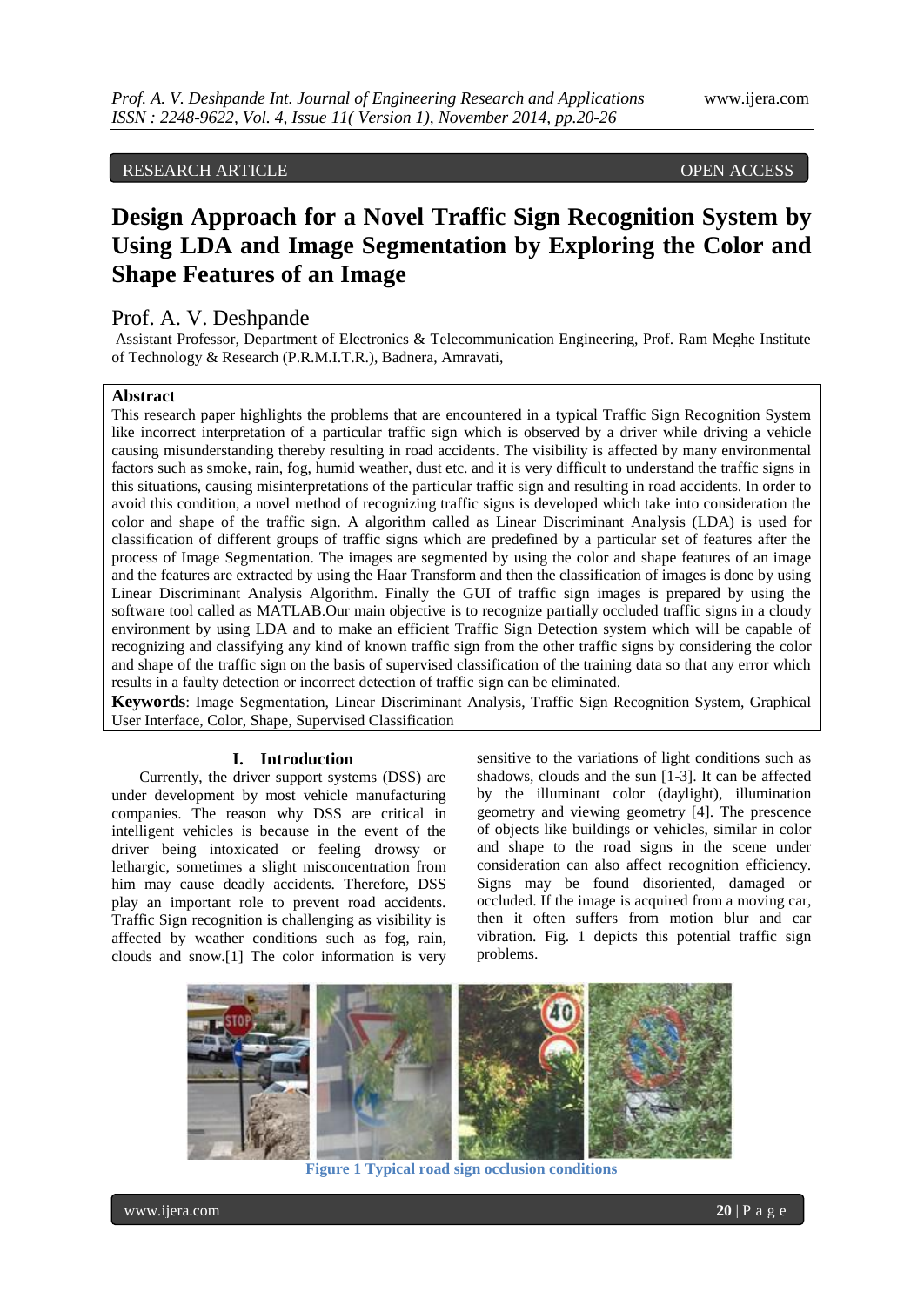RESEARCH ARTICLE OPEN ACCESS

# Design Approach for a Novel Traffic Sign Recognition System by Using LDA and Image Segmentation by Exploring the Color and Shape Features of an Image

## Prof. A. V. Deshpande

Assistant Professor, Department of Electronics & Telecommunication Engineering, Prof. Ram Meghe Institute of Technology & Research (P.R.M.I.T.R.), Badnera, Amravati,

**Abstract**

This research paper highlights the problems that are encountered in a typical Traffic Sign Recognition System like incorrect interpretation of a particular traffic sign which is observed by a driver while driving a vehicle causing misunderstanding thereby resulting in road accidents. The visibility is affected by many environmental factors such as smoke, rain, fog, humid weather, dust etc. and it is very difficult to understand the traffic signs in this situations, causing misinterpretations of the particular traffic sign and resulting in road accidents. In order to avoid this condition, a novel method of recognizing traffic signs is developed which take into consideration the color and shape of the traffic sign. A algorithm called as Linear Discriminant Analysis (LDA) is used for classification of different groups of traffic signs which are predefined by a particular set of features after the process of Image Segmentation. The images are segmented by using the color and shape features of an image and the features are extracted by using the Haar Transform and then the classification of images is done by using Linear Discriminant Analysis Algorithm. Finally the GUI of traffic sign images is prepared by using the software tool called as MATLAB.Our main objective is to recognize partially occluded traffic signs in a cloudy environment by using LDA and to make an efficient Traffic Sign Detection system which will be capable of recognizing and classifying any kind of known traffic sign from the other traffic signs by considering the color and shape of the traffic sign on the basis of supervised classification of the training data so that any error which results in a faulty detection or incorrect detection of traffic sign can be eliminated.

**Keywords**: Image Segmentation, Linear Discriminant Analysis, Traffic Sign Recognition System, Graphical User Interface, Color, Shape, Supervised Classification

## I. Introduction

Currently, the driver support systems (DSS) are under development by most vehicle manufacturing companies. The reason why DSS are critical in intelligent vehicles is because in the event of the driver being intoxicated or feeling drowsy or lethargic, sometimes a slight misconcentration from him may cause deadly accidents. Therefore, DSS play an important role to prevent road accidents. Traffic Sign recognition is challenging as visibility is affected by weather conditions such as fog, rain, clouds and snow.[1] The color information is very sensitive to the variations of light conditions such as shadows, clouds and the sun [1-3]. It can be affected by the illuminant color (daylight), illumination geometry and viewing geometry [4]. The prescence of objects like buildings or vehicles, similar in color and shape to the road signs in the scene under consideration can also affect recognition efficiency. Signs may be found disoriented, damaged or occluded. If the image is acquired from a moving car, then it often suffers from motion blur and car vibration. Fig. 1 depicts this potential traffic sign problems.

**Figure 1 Typical road sign occlusion conditions**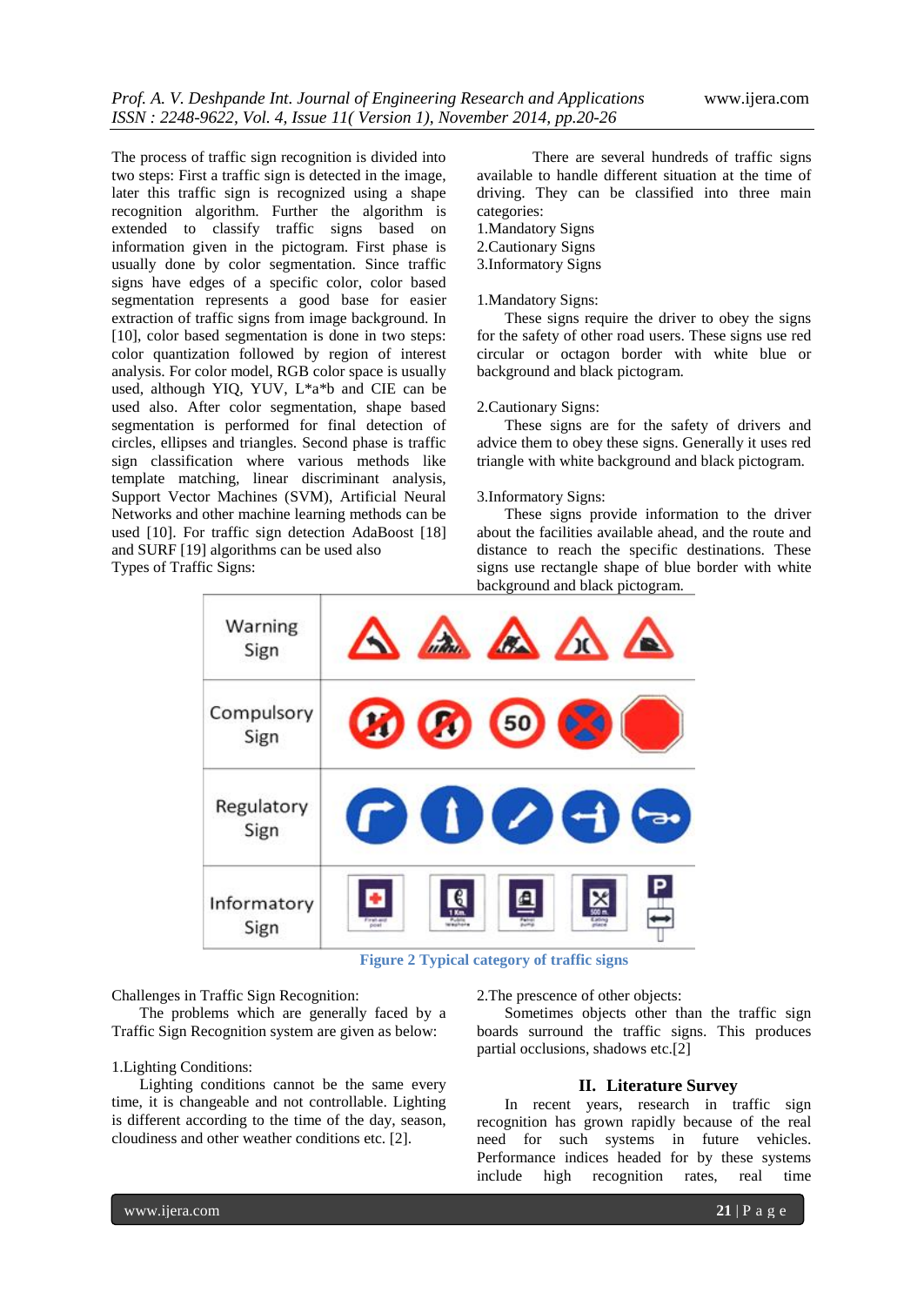The process of traffic sign recognition is divided into two steps: First a traffic sign is detected in the image, later this traffic sign is recognized using a shape recognition algorithm. Further the algorithm is extended to classify traffic signs based on information given in the pictogram. First phase is usually done by color segmentation. Since traffic signs have edges of a specific color, color based segmentation represents a good base for easier extraction of traffic signs from image background. In [10], color based segmentation is done in two steps: color quantization followed by region of interest analysis. For color model, RGB color space is usually used, although YIQ, YUV, L*a*b and CIE can be used also. After color segmentation, shape based segmentation is performed for final detection of circles, ellipses and triangles. Second phase is traffic sign classification where various methods like template matching, linear discriminant analysis, Support Vector Machines (SVM), Artificial Neural Networks and other machine learning methods can be used [10]. For traffic sign detection AdaBoost [18] and SURF [19] algorithms can be used also

Types of Traffic Signs:

There are several hundreds of traffic signs available to handle different situation at the time of driving. They can be classified into three main categories:

1.Mandatory Signs
2.Cautionary Signs
3.Informatory Signs

1.Mandatory Signs:

These signs require the driver to obey the signs for the safety of other road users. These signs use red circular or octagon border with white blue or background and black pictogram.

2.Cautionary Signs:

These signs are for the safety of drivers and advice them to obey these signs. Generally it uses red triangle with white background and black pictogram.

3.Informatory Signs:

These signs provide information to the driver about the facilities available ahead, and the route and distance to reach the specific destinations. These signs use rectangle shape of blue border with white background and black pictogram.

Figure 2 Typical category of traffic signs

Challenges in Traffic Sign Recognition:

The problems which are generally faced by a Traffic Sign Recognition system are given as below:

1.Lighting Conditions:

Lighting conditions cannot be the same every time, it is changeable and not controllable. Lighting is different according to the time of the day, season, cloudiness and other weather conditions etc. [2].

2.The prescence of other objects:

Sometimes objects other than the traffic sign boards surround the traffic signs. This produces partial occlusions, shadows etc.[2]

## II. Literature Survey

In recent years, research in traffic sign recognition has grown rapidly because of the real need for such systems in future vehicles. Performance indices headed for by these systems include high recognition rates, real time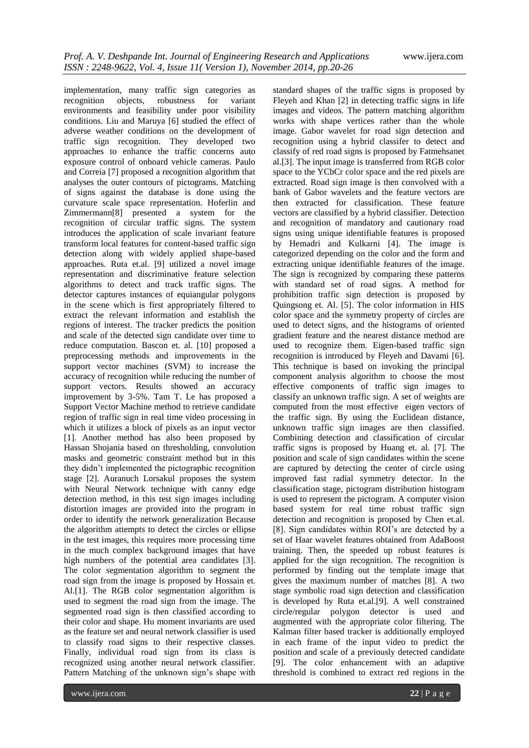implementation, many traffic sign categories as recognition objects, robustness for variant environments and feasibility under poor visibility conditions. Liu and Maruya [6] studied the effect of adverse weather conditions on the development of traffic sign recognition. They developed two approaches to enhance the traffic concerns auto exposure control of onboard vehicle cameras. Paulo and Correia [7] proposed a recognition algorithm that analyses the outer contours of pictograms. Matching of signs against the database is done using the curvature scale space representation. Hoferlin and Zimmermann[8] presented a system for the recognition of circular traffic signs. The system introduces the application of scale invariant feature transform local features for content-based traffic sign detection along with widely applied shape-based approaches. Ruta et.al. [9] utilized a novel image representation and discriminative feature selection algorithms to detect and track traffic signs. The detector captures instances of equiangular polygons in the scene which is first appropriately filtered to extract the relevant information and establish the regions of interest. The tracker predicts the position and scale of the detected sign candidate over time to reduce computation. Bascon et. al. [10] proposed a preprocessing methods and improvements in the support vector machines (SVM) to increase the accuracy of recognition while reducing the number of support vectors. Results showed an accuracy improvement by 3-5%. Tam T. Le has proposed a Support Vector Machine method to retrieve candidate region of traffic sign in real time video processing in which it utilizes a block of pixels as an input vector [1]. Another method has also been proposed by Hassan Shojania based on thresholding, convolution masks and geometric constraint method but in this they didn't implemented the pictographic recognition stage [2]. Auranuch Lorsakul proposes the system with Neural Network technique with canny edge detection method, in this test sign images including distortion images are provided into the program in order to identify the network generalization Because the algorithm attempts to detect the circles or ellipse in the test images, this requires more processing time in the much complex background images that have high numbers of the potential area candidates [3]. The color segmentation algorithm to segment the road sign from the image is proposed by Hossain et. Al.[1]. The RGB color segmentation algorithm is used to segment the road sign from the image. The segmented road sign is then classified according to their color and shape. Hu moment invariants are used as the feature set and neural network classifier is used to classify road signs to their respective classes. Finally, individual road sign from its class is recognized using another neural network classifier. Pattern Matching of the unknown sign's shape with standard shapes of the traffic signs is proposed by Fleyeh and Khan [2] in detecting traffic signs in life images and videos. The pattern matching algorithm works with shape vertices rather than the whole image. Gabor wavelet for road sign detection and recognition using a hybrid classifer to detect and classify of red road signs is proposed by Fatmehsanet al.[3]. The input image is transferred from RGB color space to the YCbCr color space and the red pixels are extracted. Road sign image is then convolved with a bank of Gabor wavelets and the feature vectors are then extracted for classification. These feature vectors are classified by a hybrid classifier. Detection and recognition of mandatory and cautionary road signs using unique identifiable features is proposed by Hemadri and Kulkarni [4]. The image is categorized depending on the color and the form and extracting unique identifiable features of the image. The sign is recognized by comparing these patterns with standard set of road signs. A method for prohibition traffic sign detection is proposed by Quingsong et. Al. [5]. The color information in HIS color space and the symmetry property of circles are used to detect signs, and the histograms of oriented gradient feature and the nearest distance method are used to recognize them. Eigen-based traffic sign recognition is introduced by Fleyeh and Davami [6]. This technique is based on invoking the principal component analysis algorithm to choose the most effective components of traffic sign images to classify an unknown traffic sign. A set of weights are computed from the most effective eigen vectors of the traffic sign. By using the Euclidean distance, unknown traffic sign images are then classified. Combining detection and classification of circular traffic signs is proposed by Huang et. al. [7]. The position and scale of sign candidates within the scene are captured by detecting the center of circle using improved fast radial symmetry detector. In the classification stage, pictogram distribution histogram is used to represent the pictogram. A computer vision based system for real time robust traffic sign detection and recognition is proposed by Chen et.al. [8]. Sign candidates within ROI's are detected by a set of Haar wavelet features obtained from AdaBoost training. Then, the speeded up robust features is applied for the sign recognition. The recognition is performed by finding out the template image that gives the maximum number of matches [8]. A two stage symbolic road sign detection and classification is developed by Ruta et.al.[9]. A well constrained circle/regular polygon detector is used and augmented with the appropriate color filtering. The Kalman filter based tracker is additionally employed in each frame of the input video to predict the position and scale of a previously detected candidate [9]. The color enhancement with an adaptive threshold is combined to extract red regions in the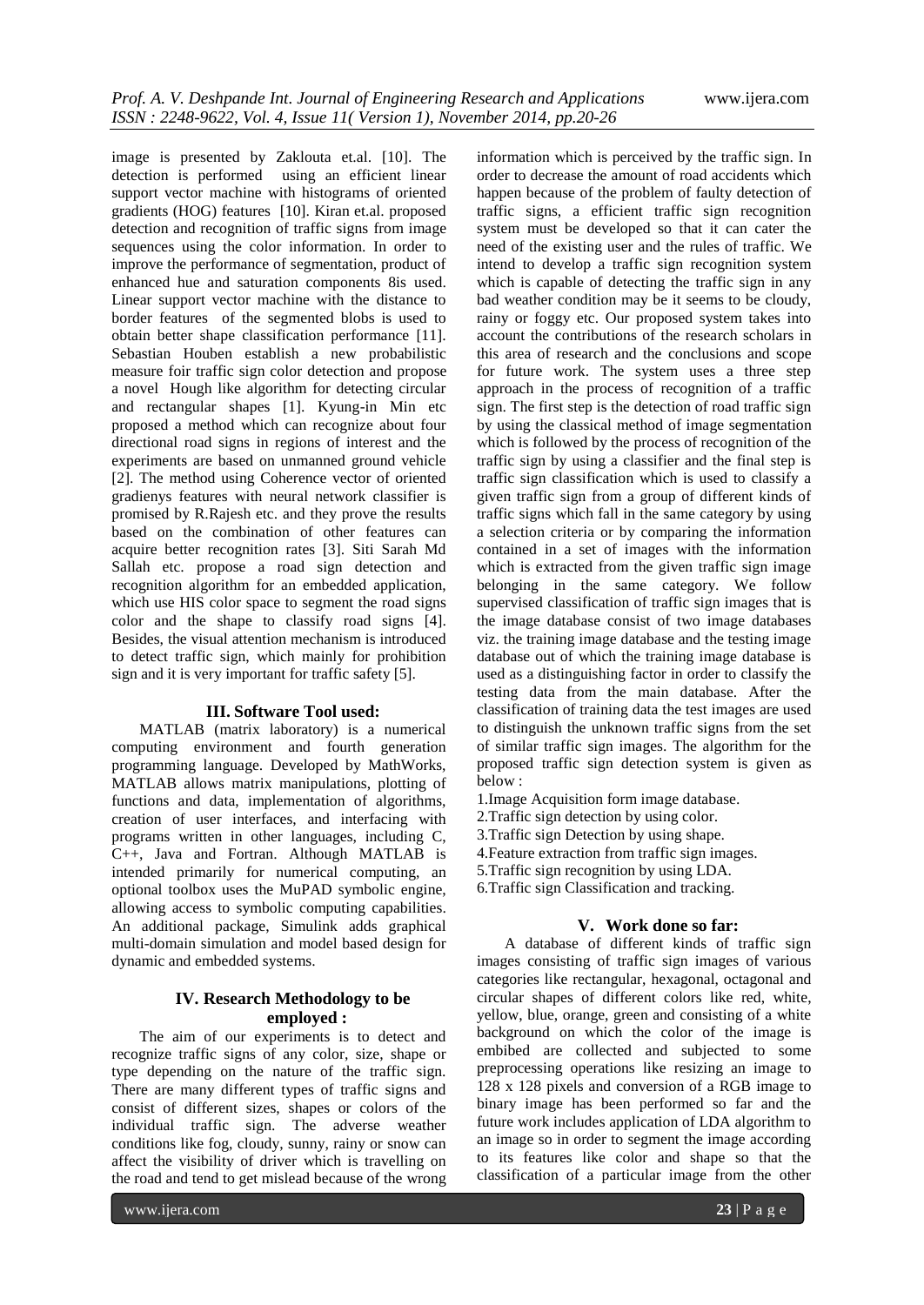image is presented by Zaklouta et.al. [10]. The detection is performed using an efficient linear support vector machine with histograms of oriented gradients (HOG) features [10]. Kiran et.al. proposed detection and recognition of traffic signs from image sequences using the color information. In order to improve the performance of segmentation, product of enhanced hue and saturation components 8is used. Linear support vector machine with the distance to border features of the segmented blobs is used to obtain better shape classification performance [11]. Sebastian Houben establish a new probabilistic measure foir traffic sign color detection and propose a novel Hough like algorithm for detecting circular and rectangular shapes [1]. Kyung-in Min etc proposed a method which can recognize about four directional road signs in regions of interest and the experiments are based on unmanned ground vehicle [2]. The method using Coherence vector of oriented gradienys features with neural network classifier is promised by R.Rajesh etc. and they prove the results based on the combination of other features can acquire better recognition rates [3]. Siti Sarah Md Sallah etc. propose a road sign detection and recognition algorithm for an embedded application, which use HIS color space to segment the road signs color and the shape to classify road signs [4]. Besides, the visual attention mechanism is introduced to detect traffic sign, which mainly for prohibition sign and it is very important for traffic safety [5].

## III. Software Tool used:

MATLAB (matrix laboratory) is a numerical computing environment and fourth generation programming language. Developed by MathWorks, MATLAB allows matrix manipulations, plotting of functions and data, implementation of algorithms, creation of user interfaces, and interfacing with programs written in other languages, including C, C++, Java and Fortran. Although MATLAB is intended primarily for numerical computing, an optional toolbox uses the MuPAD symbolic engine, allowing access to symbolic computing capabilities. An additional package, Simulink adds graphical multi-domain simulation and model based design for dynamic and embedded systems.

## IV. Research Methodology to be employed :

The aim of our experiments is to detect and recognize traffic signs of any color, size, shape or type depending on the nature of the traffic sign. There are many different types of traffic signs and consist of different sizes, shapes or colors of the individual traffic sign. The adverse weather conditions like fog, cloudy, sunny, rainy or snow can affect the visibility of driver which is travelling on the road and tend to get mislead because of the wrong information which is perceived by the traffic sign. In order to decrease the amount of road accidents which happen because of the problem of faulty detection of traffic signs, a efficient traffic sign recognition system must be developed so that it can cater the need of the existing user and the rules of traffic. We intend to develop a traffic sign recognition system which is capable of detecting the traffic sign in any bad weather condition may be it seems to be cloudy, rainy or foggy etc. Our proposed system takes into account the contributions of the research scholars in this area of research and the conclusions and scope for future work. The system uses a three step approach in the process of recognition of a traffic sign. The first step is the detection of road traffic sign by using the classical method of image segmentation which is followed by the process of recognition of the traffic sign by using a classifier and the final step is traffic sign classification which is used to classify a given traffic sign from a group of different kinds of traffic signs which fall in the same category by using a selection criteria or by comparing the information contained in a set of images with the information which is extracted from the given traffic sign image belonging in the same category. We follow supervised classification of traffic sign images that is the image database consist of two image databases viz. the training image database and the testing image database out of which the training image database is used as a distinguishing factor in order to classify the testing data from the main database. After the classification of training data the test images are used to distinguish the unknown traffic signs from the set of similar traffic sign images. The algorithm for the proposed traffic sign detection system is given as below :

1.Image Acquisition form image database.
2.Traffic sign detection by using color.
3.Traffic sign Detection by using shape.
4.Feature extraction from traffic sign images.
5.Traffic sign recognition by using LDA.
6.Traffic sign Classification and tracking.

## V. Work done so far:

A database of different kinds of traffic sign images consisting of traffic sign images of various categories like rectangular, hexagonal, octagonal and circular shapes of different colors like red, white, yellow, blue, orange, green and consisting of a white background on which the color of the image is embibed are collected and subjected to some preprocessing operations like resizing an image to 128 x 128 pixels and conversion of a RGB image to binary image has been performed so far and the future work includes application of LDA algorithm to an image so in order to segment the image according to its features like color and shape so that the classification of a particular image from the other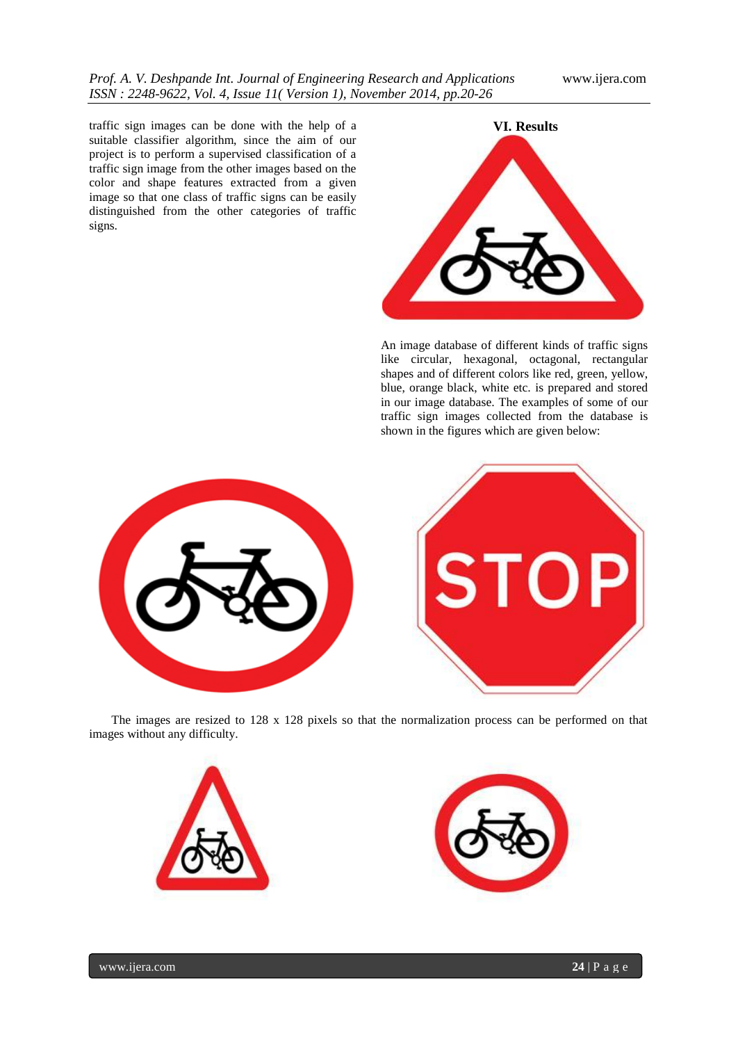traffic sign images can be done with the help of a suitable classifier algorithm, since the aim of our project is to perform a supervised classification of a traffic sign image from the other images based on the color and shape features extracted from a given image so that one class of traffic signs can be easily distinguished from the other categories of traffic signs.

## VI. Results

An image database of different kinds of traffic signs like circular, hexagonal, octagonal, rectangular shapes and of different colors like red, green, yellow, blue, orange black, white etc. is prepared and stored in our image database. The examples of some of our traffic sign images collected from the database is shown in the figures which are given below:

The images are resized to 128 x 128 pixels so that the normalization process can be performed on that images without any difficulty.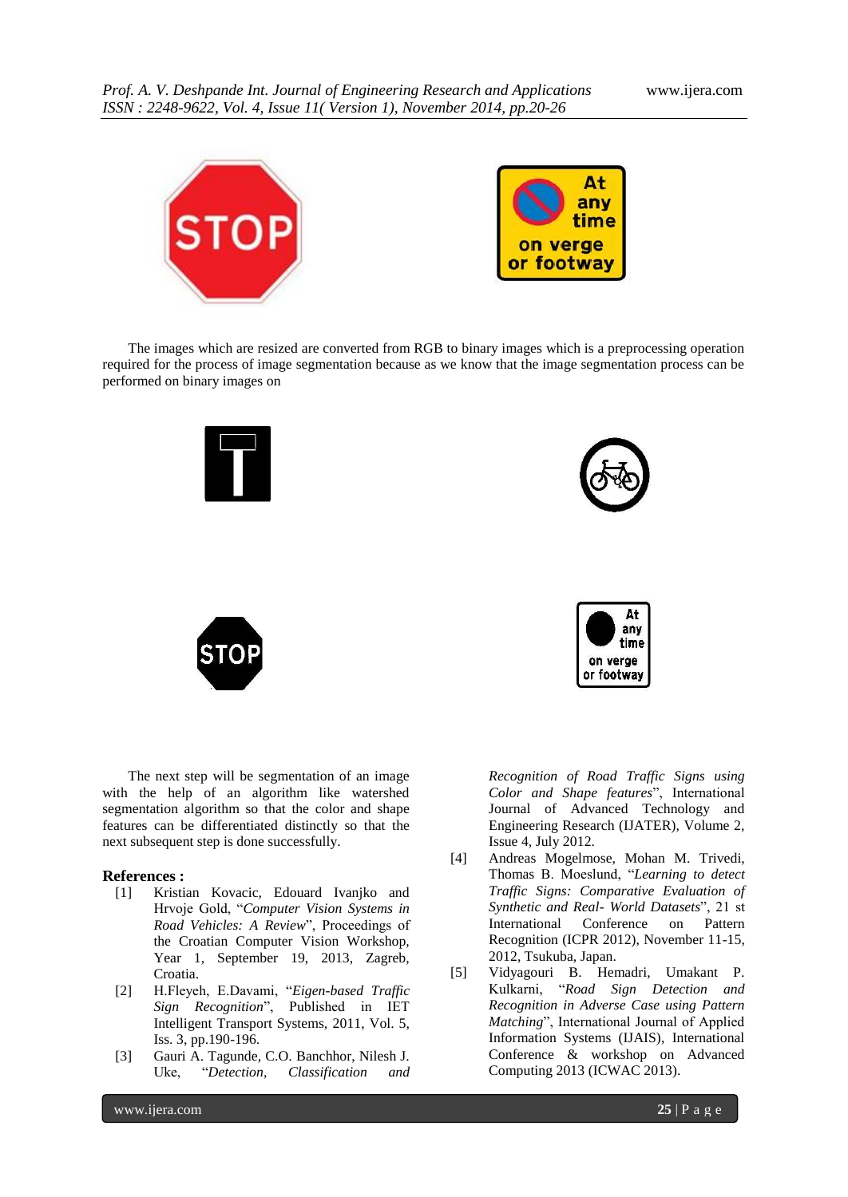The images which are resized are converted from RGB to binary images which is a preprocessing operation required for the process of image segmentation because as we know that the image segmentation process can be performed on binary images on

The next step will be segmentation of an image with the help of an algorithm like watershed segmentation algorithm so that the color and shape features can be differentiated distinctly so that the next subsequent step is done successfully.

## References :

[1] Kristian Kovacic, Edouard Ivanjko and Hrvoje Gold, "*Computer Vision Systems in Road Vehicles: A Review*", Proceedings of the Croatian Computer Vision Workshop, Year 1, September 19, 2013, Zagreb, Croatia.

[2] H.Fleyeh, E.Davami, "*Eigen-based Traffic Sign Recognition*", Published in IET Intelligent Transport Systems, 2011, Vol. 5, Iss. 3, pp.190-196.

[3] Gauri A. Tagunde, C.O. Banchhor, Nilesh J. Uke, "*Detection, Classification and Recognition of Road Traffic Signs using Color and Shape features*", International Journal of Advanced Technology and Engineering Research (IJATER), Volume 2, Issue 4, July 2012.

[4] Andreas Mogelmose, Mohan M. Trivedi, Thomas B. Moeslund, "*Learning to detect Traffic Signs: Comparative Evaluation of Synthetic and Real- World Datasets*", 21 st International Conference on Pattern Recognition (ICPR 2012), November 11-15, 2012, Tsukuba, Japan.

[5] Vidyagouri B. Hemadri, Umakant P. Kulkarni, "*Road Sign Detection and Recognition in Adverse Case using Pattern Matching*", International Journal of Applied Information Systems (IJAIS), International Conference & workshop on Advanced Computing 2013 (ICWAC 2013).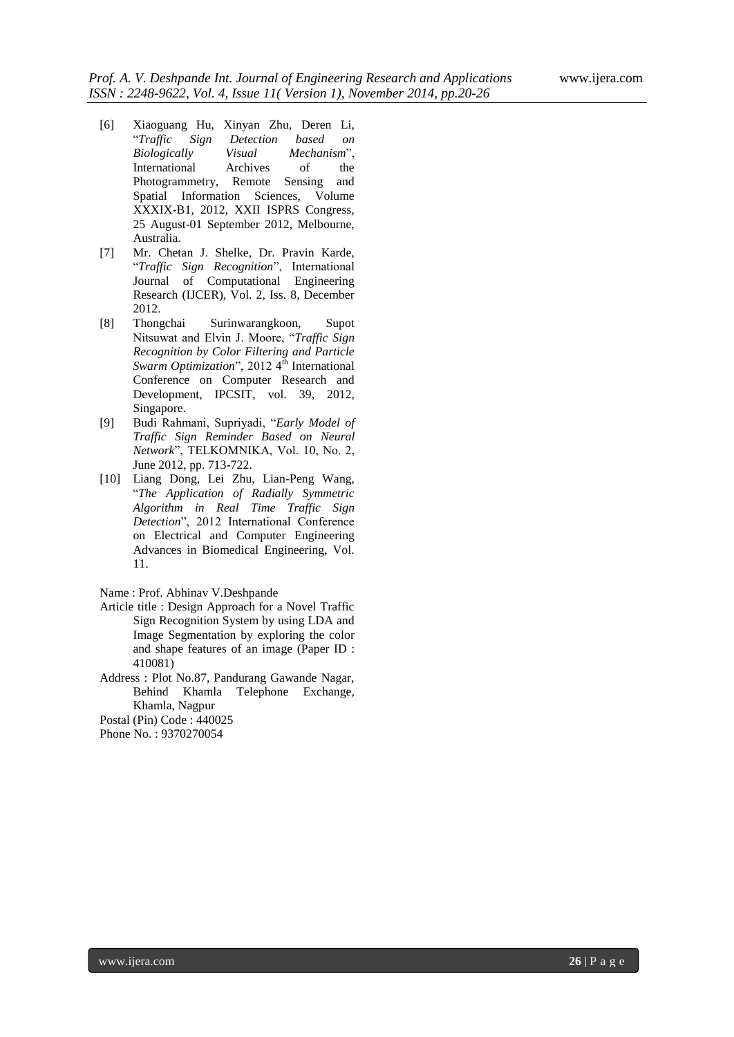[6] Xiaoguang Hu, Xinyan Zhu, Deren Li, "*Traffic Sign Detection based on Biologically Visual Mechanism*", International Archives of the Photogrammetry, Remote Sensing and Spatial Information Sciences, Volume XXXIX-B1, 2012, XXII ISPRS Congress, 25 August-01 September 2012, Melbourne, Australia.

[7] Mr. Chetan J. Shelke, Dr. Pravin Karde, "*Traffic Sign Recognition*", International Journal of Computational Engineering Research (IJCER), Vol. 2, Iss. 8, December 2012.

[8] Thongchai Surinwarangkoon, Supot Nitsuwat and Elvin J. Moore, "*Traffic Sign Recognition by Color Filtering and Particle Swarm Optimization*", 2012 4th International Conference on Computer Research and Development, IPCSIT, vol. 39, 2012, Singapore.

[9] Budi Rahmani, Supriyadi, "*Early Model of Traffic Sign Reminder Based on Neural Network*", TELKOMNIKA, Vol. 10, No. 2, June 2012, pp. 713-722.

[10] Liang Dong, Lei Zhu, Lian-Peng Wang, "*The Application of Radially Symmetric Algorithm in Real Time Traffic Sign Detection*", 2012 International Conference on Electrical and Computer Engineering Advances in Biomedical Engineering, Vol. 11.

Name : Prof. Abhinav V.Deshpande

Article title : Design Approach for a Novel Traffic Sign Recognition System by using LDA and Image Segmentation by exploring the color and shape features of an image (Paper ID : 410081)

Address : Plot No.87, Pandurang Gawande Nagar, Behind Khamla Telephone Exchange, Khamla, Nagpur

Postal (Pin) Code : 440025

Phone No. : 9370270054